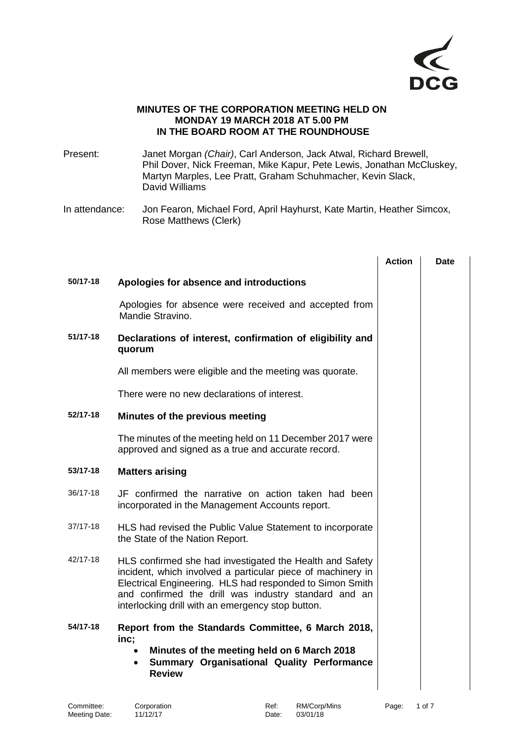**MINUTES OF THE CORPORATION MEETING HELD ON MONDAY 19 MARCH 2018 AT 5.00 PM IN THE BOARD ROOM AT THE ROUNDHOUSE**

Present: Janet Morgan *(Chair)*, Carl Anderson, Jack Atwal, Richard Brewell, Phil Dover, Nick Freeman, Mike Kapur, Pete Lewis, Jonathan McCluskey, Martyn Marples, Lee Pratt, Graham Schuhmacher, Kevin Slack, David Williams

In attendance: Jon Fearon, Michael Ford, April Hayhurst, Kate Martin, Heather Simcox, Rose Matthews (Clerk)

| | | Action | Date |
|---|---|---|---|
| **50/17-18** | **Apologies for absence and introductions** | | |
| | Apologies for absence were received and accepted from Mandie Stravino. | | |
| **51/17-18** | **Declarations of interest, confirmation of eligibility and quorum** | | |
| | All members were eligible and the meeting was quorate. | | |
| | There were no new declarations of interest. | | |
| **52/17-18** | **Minutes of the previous meeting** | | |
| | The minutes of the meeting held on 11 December 2017 were approved and signed as a true and accurate record. | | |
| **53/17-18** | **Matters arising** | | |
| 36/17-18 | JF confirmed the narrative on action taken had been incorporated in the Management Accounts report. | | |
| 37/17-18 | HLS had revised the Public Value Statement to incorporate the State of the Nation Report. | | |
| 42/17-18 | HLS confirmed she had investigated the Health and Safety incident, which involved a particular piece of machinery in Electrical Engineering. HLS had responded to Simon Smith and confirmed the drill was industry standard and an interlocking drill with an emergency stop button. | | |
| **54/17-18** | **Report from the Standards Committee, 6 March 2018, inc;**<br>• **Minutes of the meeting held on 6 March 2018**<br>• **Summary Organisational Quality Performance Review** | | |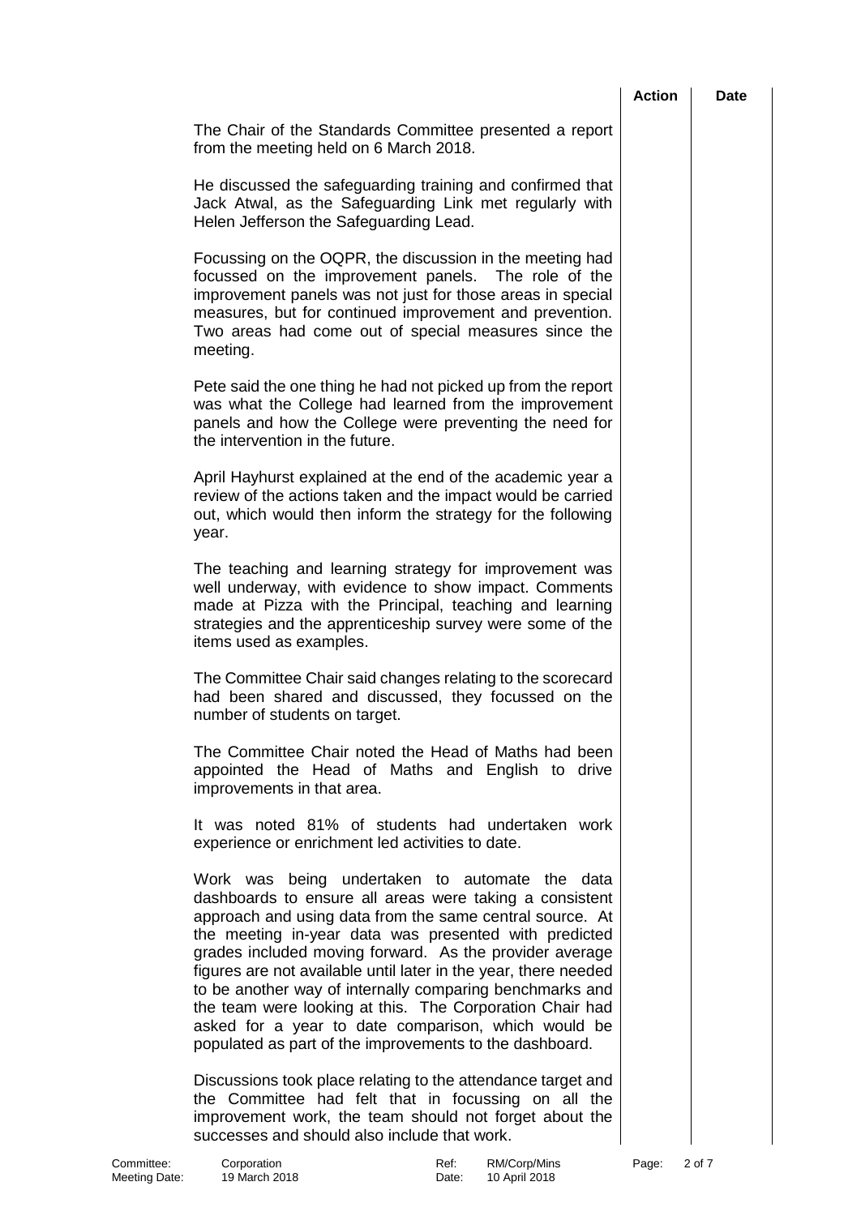The Chair of the Standards Committee presented a report from the meeting held on 6 March 2018.

He discussed the safeguarding training and confirmed that Jack Atwal, as the Safeguarding Link met regularly with Helen Jefferson the Safeguarding Lead.

Focussing on the OQPR, the discussion in the meeting had focussed on the improvement panels. The role of the improvement panels was not just for those areas in special measures, but for continued improvement and prevention. Two areas had come out of special measures since the meeting.

Pete said the one thing he had not picked up from the report was what the College had learned from the improvement panels and how the College were preventing the need for the intervention in the future.

April Hayhurst explained at the end of the academic year a review of the actions taken and the impact would be carried out, which would then inform the strategy for the following year.

The teaching and learning strategy for improvement was well underway, with evidence to show impact. Comments made at Pizza with the Principal, teaching and learning strategies and the apprenticeship survey were some of the items used as examples.

The Committee Chair said changes relating to the scorecard had been shared and discussed, they focussed on the number of students on target.

The Committee Chair noted the Head of Maths had been appointed the Head of Maths and English to drive improvements in that area.

It was noted 81% of students had undertaken work experience or enrichment led activities to date.

Work was being undertaken to automate the data dashboards to ensure all areas were taking a consistent approach and using data from the same central source. At the meeting in-year data was presented with predicted grades included moving forward. As the provider average figures are not available until later in the year, there needed to be another way of internally comparing benchmarks and the team were looking at this. The Corporation Chair had asked for a year to date comparison, which would be populated as part of the improvements to the dashboard.

Discussions took place relating to the attendance target and the Committee had felt that in focussing on all the improvement work, the team should not forget about the successes and should also include that work.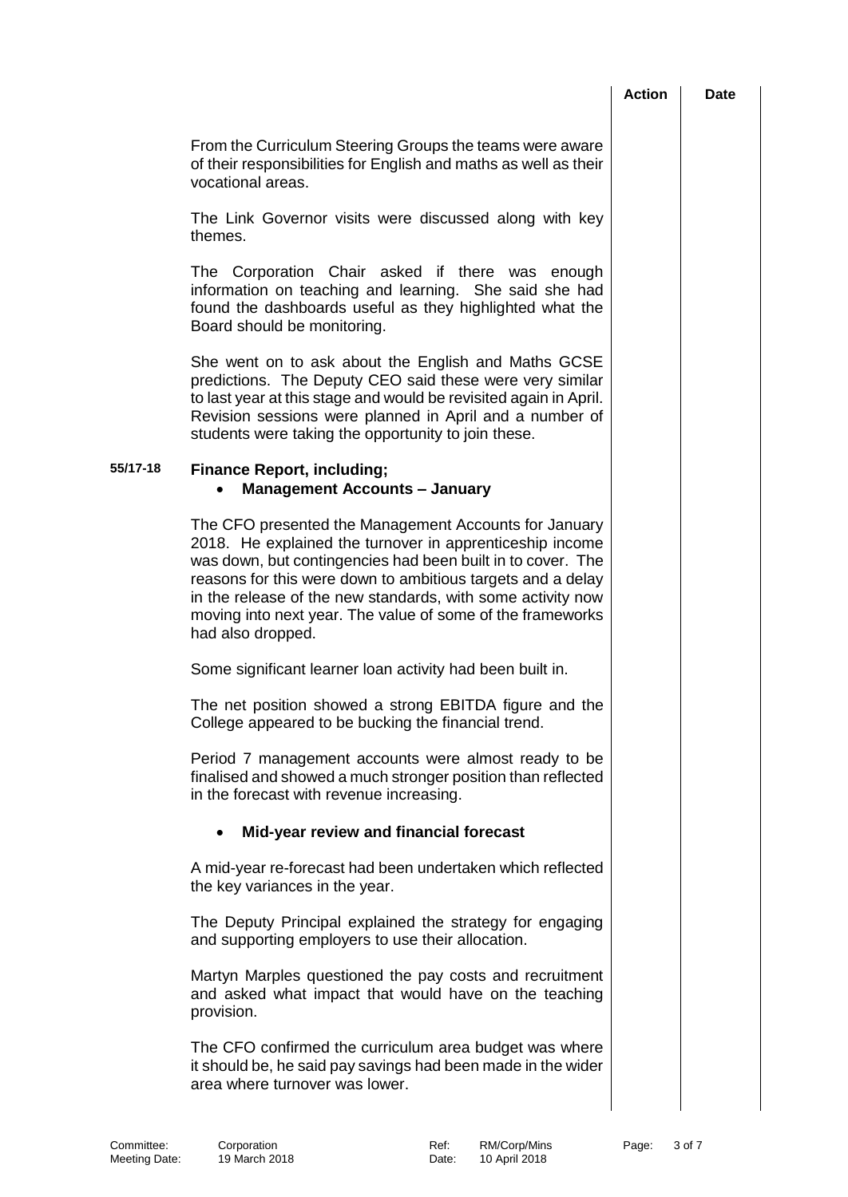| | | Action | Date |
|---|---|---|---|
| | From the Curriculum Steering Groups the teams were aware of their responsibilities for English and maths as well as their vocational areas. | | |
| | The Link Governor visits were discussed along with key themes. | | |
| | The Corporation Chair asked if there was enough information on teaching and learning. She said she had found the dashboards useful as they highlighted what the Board should be monitoring. | | |
| | She went on to ask about the English and Maths GCSE predictions. The Deputy CEO said these were very similar to last year at this stage and would be revisited again in April. Revision sessions were planned in April and a number of students were taking the opportunity to join these. | | |
| **55/17-18** | **Finance Report, including;**<br>• **Management Accounts – January** | | |
| | The CFO presented the Management Accounts for January 2018. He explained the turnover in apprenticeship income was down, but contingencies had been built in to cover. The reasons for this were down to ambitious targets and a delay in the release of the new standards, with some activity now moving into next year. The value of some of the frameworks had also dropped. | | |
| | Some significant learner loan activity had been built in. | | |
| | The net position showed a strong EBITDA figure and the College appeared to be bucking the financial trend. | | |
| | Period 7 management accounts were almost ready to be finalised and showed a much stronger position than reflected in the forecast with revenue increasing. | | |
| | • **Mid-year review and financial forecast** | | |
| | A mid-year re-forecast had been undertaken which reflected the key variances in the year. | | |
| | The Deputy Principal explained the strategy for engaging and supporting employers to use their allocation. | | |
| | Martyn Marples questioned the pay costs and recruitment and asked what impact that would have on the teaching provision. | | |
| | The CFO confirmed the curriculum area budget was where it should be, he said pay savings had been made in the wider area where turnover was lower. | | |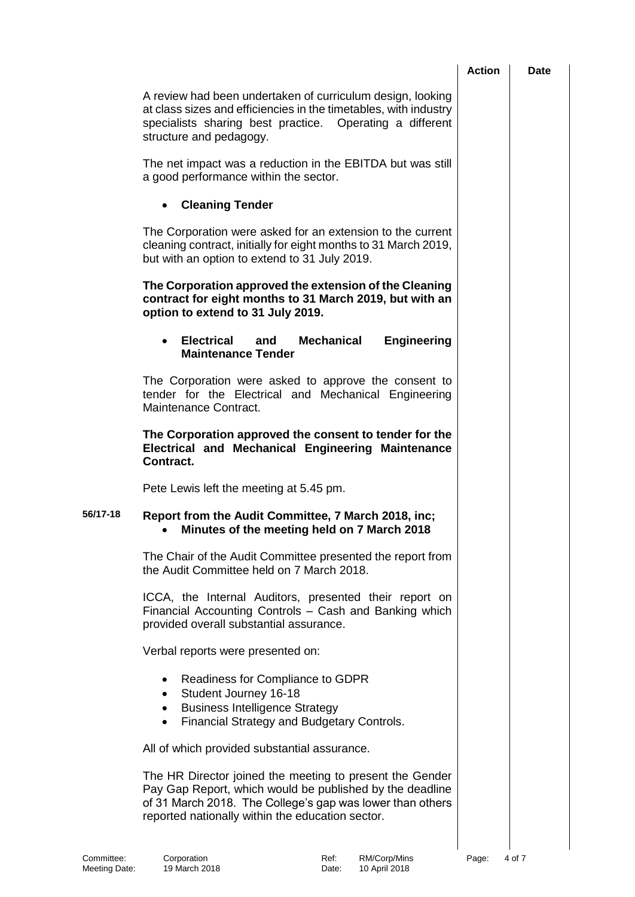A review had been undertaken of curriculum design, looking at class sizes and efficiencies in the timetables, with industry specialists sharing best practice. Operating a different structure and pedagogy.

The net impact was a reduction in the EBITDA but was still a good performance within the sector.

- **Cleaning Tender**

The Corporation were asked for an extension to the current cleaning contract, initially for eight months to 31 March 2019, but with an option to extend to 31 July 2019.

**The Corporation approved the extension of the Cleaning contract for eight months to 31 March 2019, but with an option to extend to 31 July 2019.**

- **Electrical and Mechanical Engineering Maintenance Tender**

The Corporation were asked to approve the consent to tender for the Electrical and Mechanical Engineering Maintenance Contract.

**The Corporation approved the consent to tender for the Electrical and Mechanical Engineering Maintenance Contract.**

Pete Lewis left the meeting at 5.45 pm.

**56/17-18 Report from the Audit Committee, 7 March 2018, inc;**

- **Minutes of the meeting held on 7 March 2018**

The Chair of the Audit Committee presented the report from the Audit Committee held on 7 March 2018.

ICCA, the Internal Auditors, presented their report on Financial Accounting Controls – Cash and Banking which provided overall substantial assurance.

Verbal reports were presented on:

- Readiness for Compliance to GDPR
- Student Journey 16-18
- Business Intelligence Strategy
- Financial Strategy and Budgetary Controls.

All of which provided substantial assurance.

The HR Director joined the meeting to present the Gender Pay Gap Report, which would be published by the deadline of 31 March 2018. The College's gap was lower than others reported nationally within the education sector.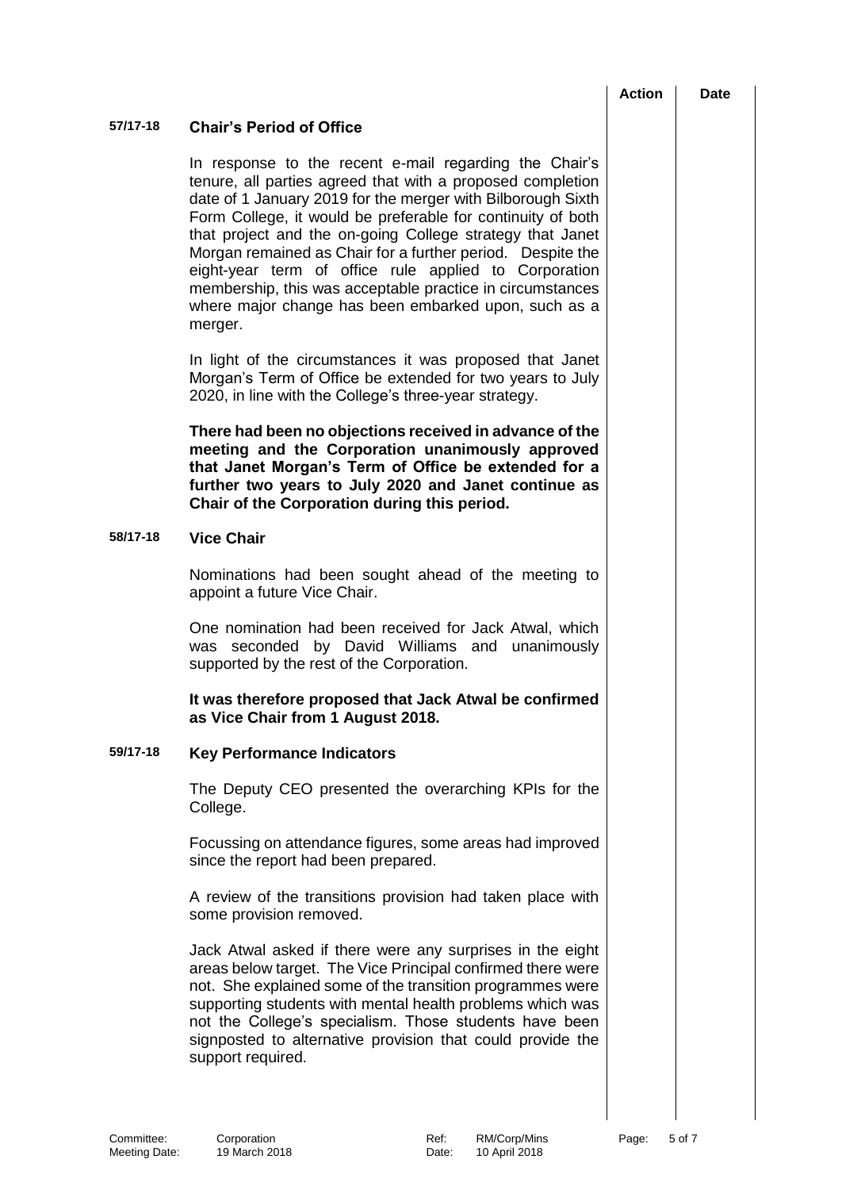| | | Action | Date |
|---|---|---|---|
| **57/17-18** | **Chair's Period of Office** | | |
| | In response to the recent e-mail regarding the Chair's tenure, all parties agreed that with a proposed completion date of 1 January 2019 for the merger with Bilborough Sixth Form College, it would be preferable for continuity of both that project and the on-going College strategy that Janet Morgan remained as Chair for a further period. Despite the eight-year term of office rule applied to Corporation membership, this was acceptable practice in circumstances where major change has been embarked upon, such as a merger. | | |
| | In light of the circumstances it was proposed that Janet Morgan's Term of Office be extended for two years to July 2020, in line with the College's three-year strategy. | | |
| | **There had been no objections received in advance of the meeting and the Corporation unanimously approved that Janet Morgan's Term of Office be extended for a further two years to July 2020 and Janet continue as Chair of the Corporation during this period.** | | |
| **58/17-18** | **Vice Chair** | | |
| | Nominations had been sought ahead of the meeting to appoint a future Vice Chair. | | |
| | One nomination had been received for Jack Atwal, which was seconded by David Williams and unanimously supported by the rest of the Corporation. | | |
| | **It was therefore proposed that Jack Atwal be confirmed as Vice Chair from 1 August 2018.** | | |
| **59/17-18** | **Key Performance Indicators** | | |
| | The Deputy CEO presented the overarching KPIs for the College. | | |
| | Focussing on attendance figures, some areas had improved since the report had been prepared. | | |
| | A review of the transitions provision had taken place with some provision removed. | | |
| | Jack Atwal asked if there were any surprises in the eight areas below target. The Vice Principal confirmed there were not. She explained some of the transition programmes were supporting students with mental health problems which was not the College's specialism. Those students have been signposted to alternative provision that could provide the support required. | | |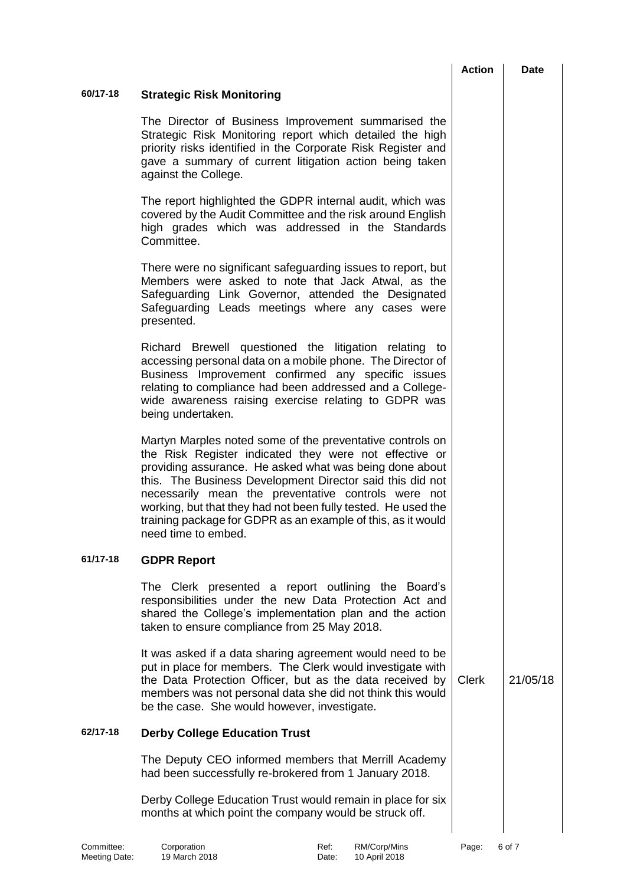| | | Action | Date |
|---|---|---|---|
| **60/17-18** | **Strategic Risk Monitoring** | | |
| | The Director of Business Improvement summarised the Strategic Risk Monitoring report which detailed the high priority risks identified in the Corporate Risk Register and gave a summary of current litigation action being taken against the College. | | |
| | The report highlighted the GDPR internal audit, which was covered by the Audit Committee and the risk around English high grades which was addressed in the Standards Committee. | | |
| | There were no significant safeguarding issues to report, but Members were asked to note that Jack Atwal, as the Safeguarding Link Governor, attended the Designated Safeguarding Leads meetings where any cases were presented. | | |
| | Richard Brewell questioned the litigation relating to accessing personal data on a mobile phone. The Director of Business Improvement confirmed any specific issues relating to compliance had been addressed and a College-wide awareness raising exercise relating to GDPR was being undertaken. | | |
| | Martyn Marples noted some of the preventative controls on the Risk Register indicated they were not effective or providing assurance. He asked what was being done about this. The Business Development Director said this did not necessarily mean the preventative controls were not working, but that they had not been fully tested. He used the training package for GDPR as an example of this, as it would need time to embed. | | |
| **61/17-18** | **GDPR Report** | | |
| | The Clerk presented a report outlining the Board's responsibilities under the new Data Protection Act and shared the College's implementation plan and the action taken to ensure compliance from 25 May 2018. | | |
| | It was asked if a data sharing agreement would need to be put in place for members. The Clerk would investigate with the Data Protection Officer, but as the data received by members was not personal data she did not think this would be the case. She would however, investigate. | Clerk | 21/05/18 |
| **62/17-18** | **Derby College Education Trust** | | |
| | The Deputy CEO informed members that Merrill Academy had been successfully re-brokered from 1 January 2018. | | |
| | Derby College Education Trust would remain in place for six months at which point the company would be struck off. | | |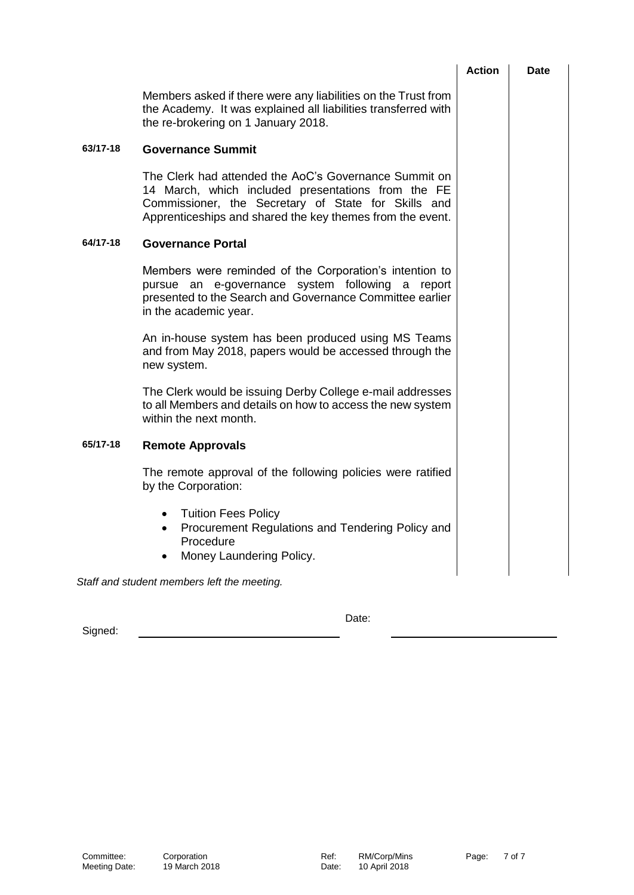| | | Action | Date |
|---|---|---|---|
| | Members asked if there were any liabilities on the Trust from the Academy. It was explained all liabilities transferred with the re-brokering on 1 January 2018. | | |
| **63/17-18** | **Governance Summit** | | |
| | The Clerk had attended the AoC's Governance Summit on 14 March, which included presentations from the FE Commissioner, the Secretary of State for Skills and Apprenticeships and shared the key themes from the event. | | |
| **64/17-18** | **Governance Portal** | | |
| | Members were reminded of the Corporation's intention to pursue an e-governance system following a report presented to the Search and Governance Committee earlier in the academic year. | | |
| | An in-house system has been produced using MS Teams and from May 2018, papers would be accessed through the new system. | | |
| | The Clerk would be issuing Derby College e-mail addresses to all Members and details on how to access the new system within the next month. | | |
| **65/17-18** | **Remote Approvals** | | |
| | The remote approval of the following policies were ratified by the Corporation: | | |
| | • Tuition Fees Policy<br>• Procurement Regulations and Tendering Policy and Procedure<br>• Money Laundering Policy. | | |

*Staff and student members left the meeting.*

Signed: ______________________ Date: ______________________

Committee: Corporation
Meeting Date: 19 March 2018
Ref: RM/Corp/Mins
Date: 10 April 2018